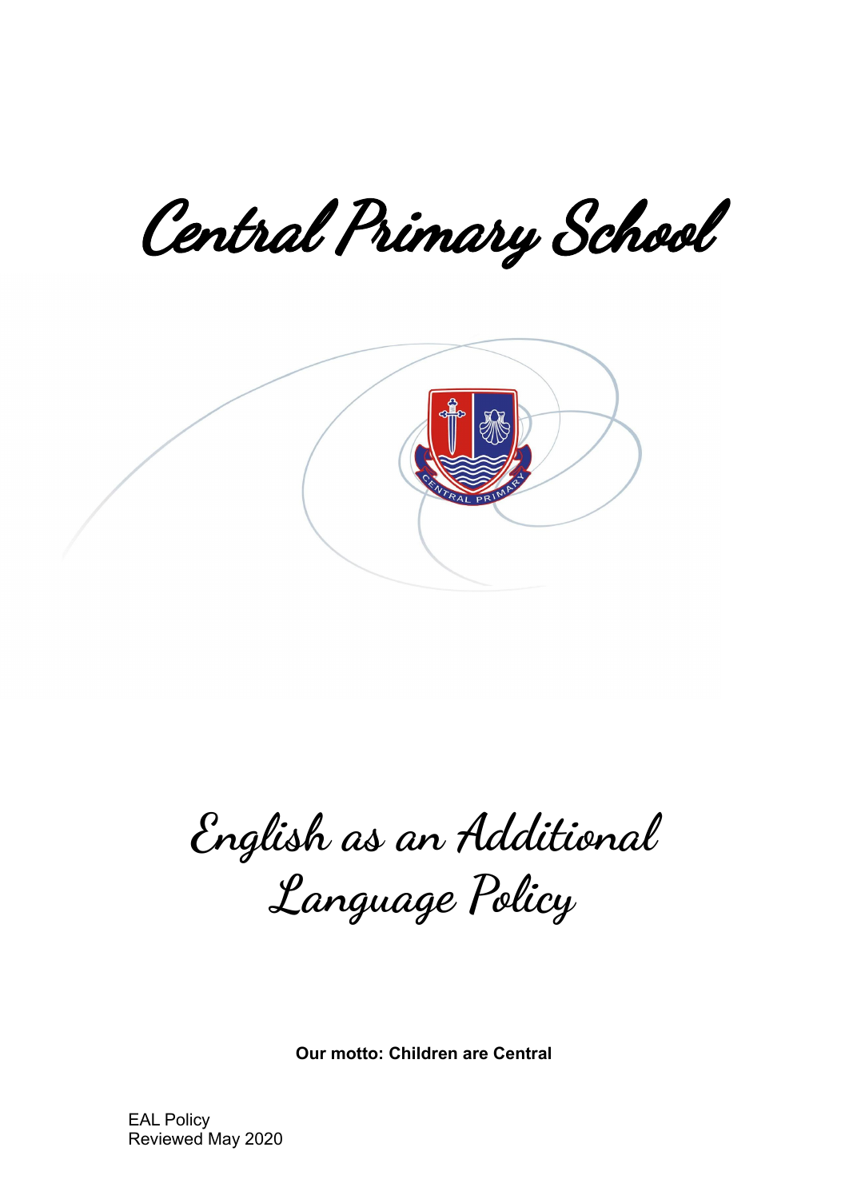# Central Primary School

# English as an Additional Language Policy

**Our motto: Children are Central**

EAL Policy
Reviewed May 2020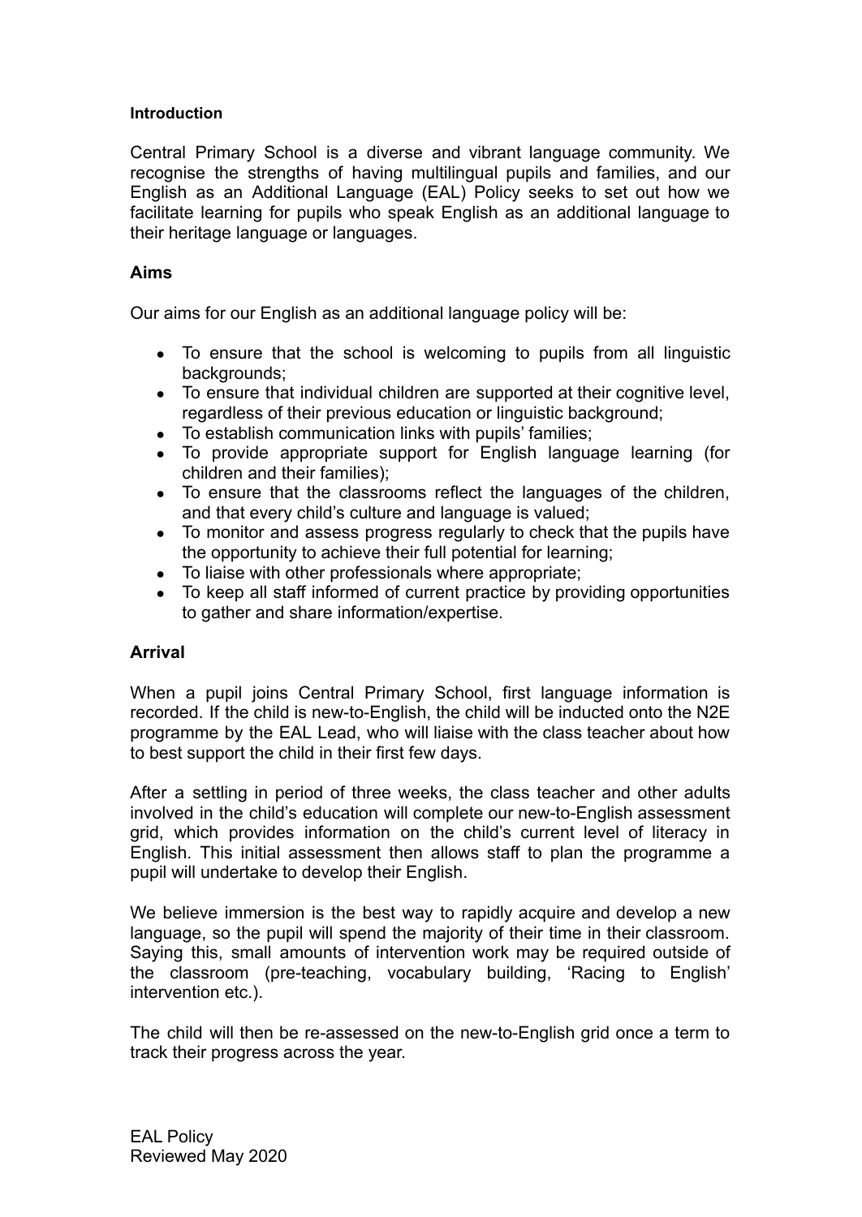## Introduction

Central Primary School is a diverse and vibrant language community. We recognise the strengths of having multilingual pupils and families, and our English as an Additional Language (EAL) Policy seeks to set out how we facilitate learning for pupils who speak English as an additional language to their heritage language or languages.

## Aims

Our aims for our English as an additional language policy will be:

- To ensure that the school is welcoming to pupils from all linguistic backgrounds;
- To ensure that individual children are supported at their cognitive level, regardless of their previous education or linguistic background;
- To establish communication links with pupils' families;
- To provide appropriate support for English language learning (for children and their families);
- To ensure that the classrooms reflect the languages of the children, and that every child's culture and language is valued;
- To monitor and assess progress regularly to check that the pupils have the opportunity to achieve their full potential for learning;
- To liaise with other professionals where appropriate;
- To keep all staff informed of current practice by providing opportunities to gather and share information/expertise.

## Arrival

When a pupil joins Central Primary School, first language information is recorded. If the child is new-to-English, the child will be inducted onto the N2E programme by the EAL Lead, who will liaise with the class teacher about how to best support the child in their first few days.

After a settling in period of three weeks, the class teacher and other adults involved in the child's education will complete our new-to-English assessment grid, which provides information on the child's current level of literacy in English. This initial assessment then allows staff to plan the programme a pupil will undertake to develop their English.

We believe immersion is the best way to rapidly acquire and develop a new language, so the pupil will spend the majority of their time in their classroom. Saying this, small amounts of intervention work may be required outside of the classroom (pre-teaching, vocabulary building, 'Racing to English' intervention etc.).

The child will then be re-assessed on the new-to-English grid once a term to track their progress across the year.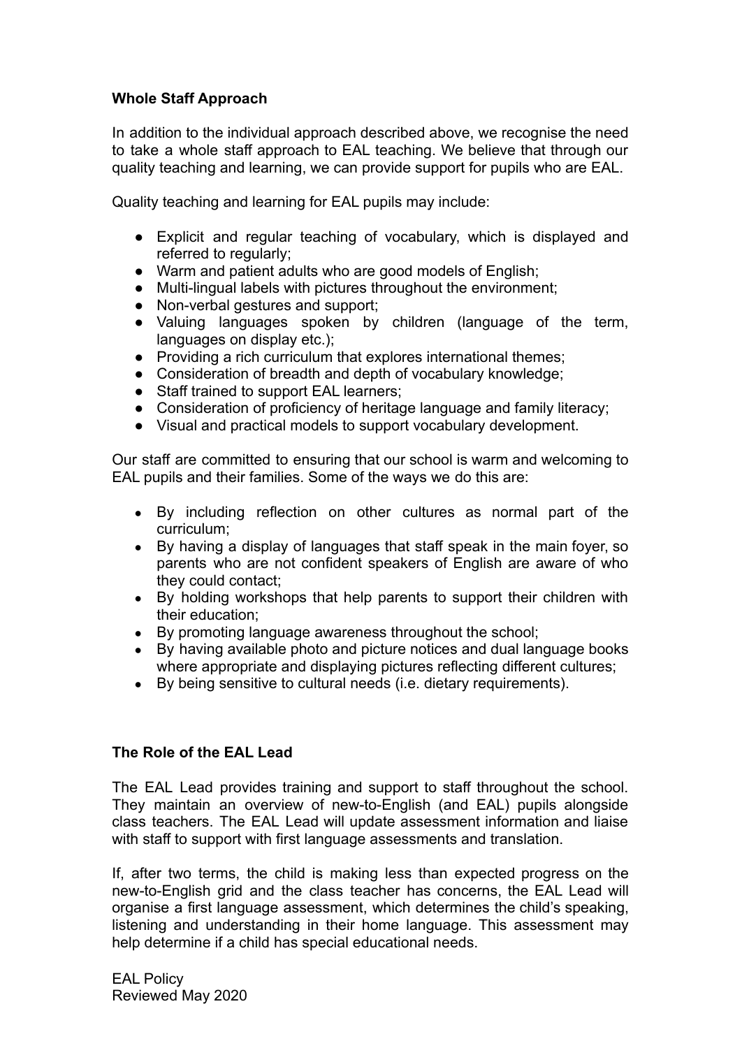**Whole Staff Approach**

In addition to the individual approach described above, we recognise the need to take a whole staff approach to EAL teaching. We believe that through our quality teaching and learning, we can provide support for pupils who are EAL.

Quality teaching and learning for EAL pupils may include:

- Explicit and regular teaching of vocabulary, which is displayed and referred to regularly;
- Warm and patient adults who are good models of English;
- Multi-lingual labels with pictures throughout the environment;
- Non-verbal gestures and support;
- Valuing languages spoken by children (language of the term, languages on display etc.);
- Providing a rich curriculum that explores international themes;
- Consideration of breadth and depth of vocabulary knowledge;
- Staff trained to support EAL learners;
- Consideration of proficiency of heritage language and family literacy;
- Visual and practical models to support vocabulary development.

Our staff are committed to ensuring that our school is warm and welcoming to EAL pupils and their families. Some of the ways we do this are:

- By including reflection on other cultures as normal part of the curriculum;
- By having a display of languages that staff speak in the main foyer, so parents who are not confident speakers of English are aware of who they could contact;
- By holding workshops that help parents to support their children with their education;
- By promoting language awareness throughout the school;
- By having available photo and picture notices and dual language books where appropriate and displaying pictures reflecting different cultures;
- By being sensitive to cultural needs (i.e. dietary requirements).

**The Role of the EAL Lead**

The EAL Lead provides training and support to staff throughout the school. They maintain an overview of new-to-English (and EAL) pupils alongside class teachers. The EAL Lead will update assessment information and liaise with staff to support with first language assessments and translation.

If, after two terms, the child is making less than expected progress on the new-to-English grid and the class teacher has concerns, the EAL Lead will organise a first language assessment, which determines the child's speaking, listening and understanding in their home language. This assessment may help determine if a child has special educational needs.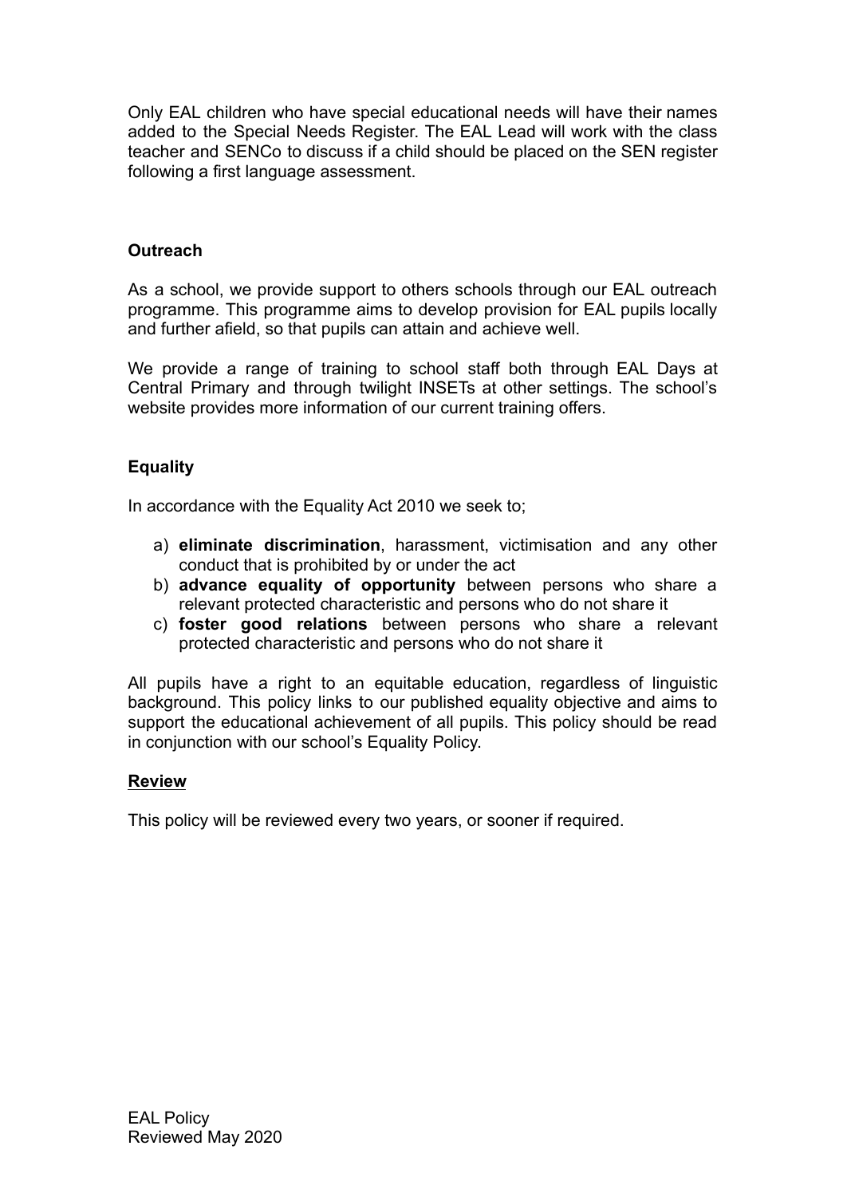Only EAL children who have special educational needs will have their names added to the Special Needs Register. The EAL Lead will work with the class teacher and SENCo to discuss if a child should be placed on the SEN register following a first language assessment.

**Outreach**

As a school, we provide support to others schools through our EAL outreach programme. This programme aims to develop provision for EAL pupils locally and further afield, so that pupils can attain and achieve well.

We provide a range of training to school staff both through EAL Days at Central Primary and through twilight INSETs at other settings. The school's website provides more information of our current training offers.

**Equality**

In accordance with the Equality Act 2010 we seek to;

a) **eliminate discrimination**, harassment, victimisation and any other conduct that is prohibited by or under the act
b) **advance equality of opportunity** between persons who share a relevant protected characteristic and persons who do not share it
c) **foster good relations** between persons who share a relevant protected characteristic and persons who do not share it

All pupils have a right to an equitable education, regardless of linguistic background. This policy links to our published equality objective and aims to support the educational achievement of all pupils. This policy should be read in conjunction with our school's Equality Policy.

**Review**

This policy will be reviewed every two years, or sooner if required.